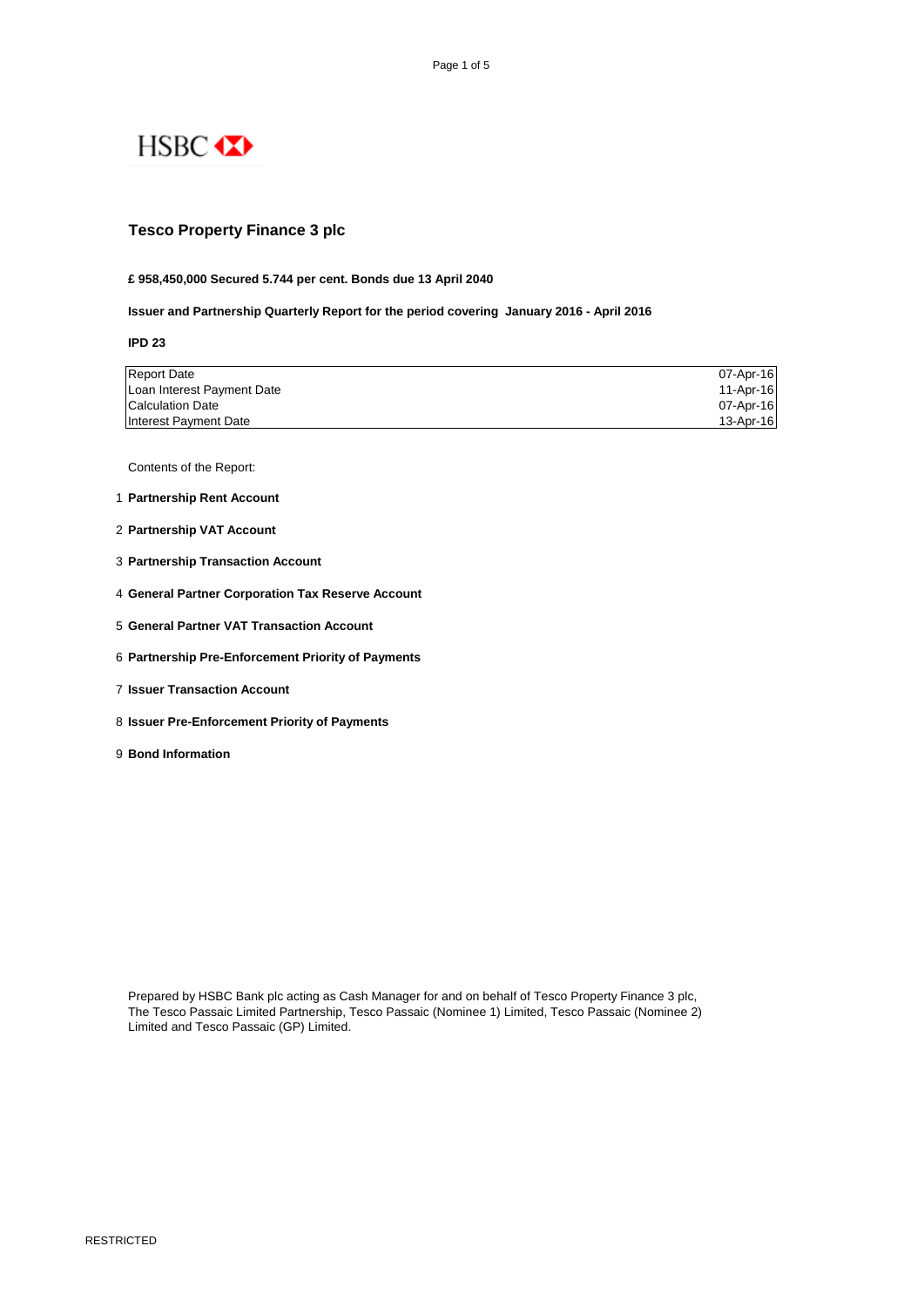HSBC

# Tesco Property Finance 3 plc

**£ 958,450,000 Secured 5.744 per cent. Bonds due 13 April 2040**

**Issuer and Partnership Quarterly Report for the period covering January 2016 - April 2016**

**IPD 23**

| | |
|---|---|
| Report Date | 07-Apr-16 |
| Loan Interest Payment Date | 11-Apr-16 |
| Calculation Date | 07-Apr-16 |
| Interest Payment Date | 13-Apr-16 |

Contents of the Report:

1. **Partnership Rent Account**
2. **Partnership VAT Account**
3. **Partnership Transaction Account**
4. **General Partner Corporation Tax Reserve Account**
5. **General Partner VAT Transaction Account**
6. **Partnership Pre-Enforcement Priority of Payments**
7. **Issuer Transaction Account**
8. **Issuer Pre-Enforcement Priority of Payments**
9. **Bond Information**

Prepared by HSBC Bank plc acting as Cash Manager for and on behalf of Tesco Property Finance 3 plc, The Tesco Passaic Limited Partnership, Tesco Passaic (Nominee 1) Limited, Tesco Passaic (Nominee 2) Limited and Tesco Passaic (GP) Limited.

RESTRICTED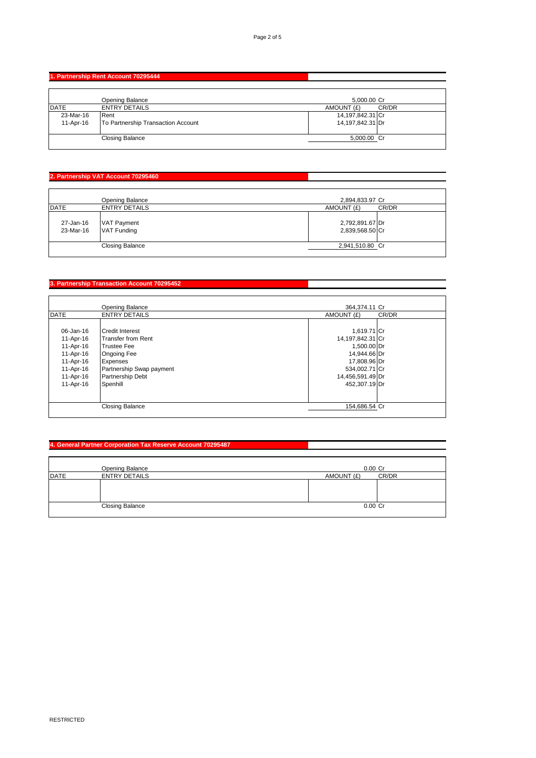## 1. Partnership Rent Account 70295444

| | Opening Balance | 5,000.00 | Cr |
|---|---|---|---|
| DATE | ENTRY DETAILS | AMOUNT (£) | CR/DR |
| 23-Mar-16 | Rent | 14,197,842.31 | Cr |
| 11-Apr-16 | To Partnership Transaction Account | 14,197,842.31 | Dr |
| | Closing Balance | 5,000.00 | Cr |

## 2. Partnership VAT Account 70295460

| | Opening Balance | 2,894,833.97 | Cr |
|---|---|---|---|
| DATE | ENTRY DETAILS | AMOUNT (£) | CR/DR |
| 27-Jan-16 | VAT Payment | 2,792,891.67 | Dr |
| 23-Mar-16 | VAT Funding | 2,839,568.50 | Cr |
| | Closing Balance | 2,941,510.80 | Cr |

## 3. Partnership Transaction Account 70295452

| | Opening Balance | 364,374.11 | Cr |
|---|---|---|---|
| DATE | ENTRY DETAILS | AMOUNT (£) | CR/DR |
| 06-Jan-16 | Credit Interest | 1,619.71 | Cr |
| 11-Apr-16 | Transfer from Rent | 14,197,842.31 | Cr |
| 11-Apr-16 | Trustee Fee | 1,500.00 | Dr |
| 11-Apr-16 | Ongoing Fee | 14,944.66 | Dr |
| 11-Apr-16 | Expenses | 17,808.96 | Dr |
| 11-Apr-16 | Partnership Swap payment | 534,002.71 | Cr |
| 11-Apr-16 | Partnership Debt | 14,456,591.49 | Dr |
| 11-Apr-16 | Spenhill | 452,307.19 | Dr |
| | Closing Balance | 154,686.54 | Cr |

## 4. General Partner Corporation Tax Reserve Account 70295487

| | Opening Balance | 0.00 | Cr |
|---|---|---|---|
| DATE | ENTRY DETAILS | AMOUNT (£) | CR/DR |
| | | | |
| | Closing Balance | 0.00 | Cr |

RESTRICTED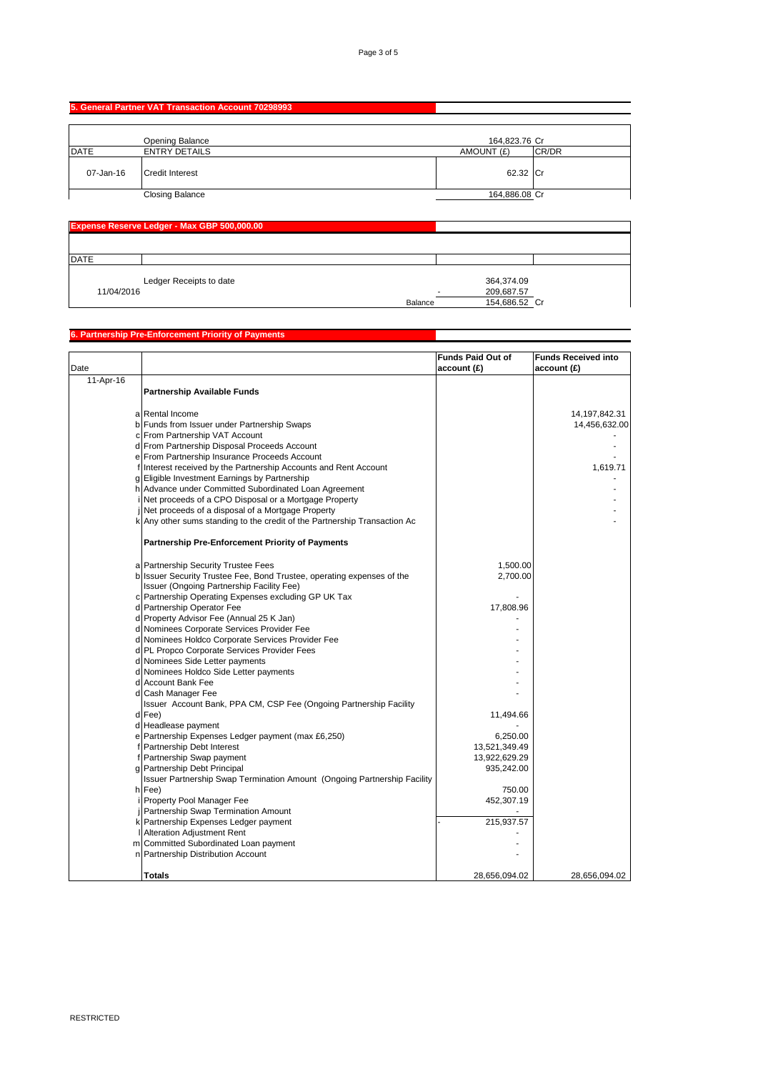## 5. General Partner VAT Transaction Account 70298993

| DATE | ENTRY DETAILS | AMOUNT (£) | CR/DR |
|---|---|---|---|
| | Opening Balance | 164,823.76 | Cr |
| 07-Jan-16 | Credit Interest | 62.32 | Cr |
| | Closing Balance | 164,886.08 | Cr |

## Expense Reserve Ledger - Max GBP 500,000.00

| DATE | | | |
|---|---|---|---|
| | Ledger Receipts to date | 364,374.09 | |
| 11/04/2016 | - | 209,687.57 | |
| | Balance | 154,686.52 | Cr |

## 6. Partnership Pre-Enforcement Priority of Payments

| Date | | Funds Paid Out of account (£) | Funds Received into account (£) |
|---|---|---|---|
| 11-Apr-16 | **Partnership Available Funds** | | |
| a | Rental Income | | 14,197,842.31 |
| b | Funds from Issuer under Partnership Swaps | | 14,456,632.00 |
| c | From Partnership VAT Account | | - |
| d | From Partnership Disposal Proceeds Account | | - |
| e | From Partnership Insurance Proceeds Account | | - |
| f | Interest received by the Partnership Accounts and Rent Account | | 1,619.71 |
| g | Eligible Investment Earnings by Partnership | | - |
| h | Advance under Committed Subordinated Loan Agreement | | - |
| i | Net proceeds of a CPO Disposal or a Mortgage Property | | - |
| j | Net proceeds of a disposal of a Mortgage Property | | - |
| k | Any other sums standing to the credit of the Partnership Transaction Ac | | - |
| | **Partnership Pre-Enforcement Priority of Payments** | | |
| a | Partnership Security Trustee Fees | 1,500.00 | |
| b | Issuer Security Trustee Fee, Bond Trustee, operating expenses of the Issuer (Ongoing Partnership Facility Fee) | 2,700.00 | |
| c | Partnership Operating Expenses excluding GP UK Tax | - | |
| d | Partnership Operator Fee | 17,808.96 | |
| d | Property Advisor Fee (Annual 25 K Jan) | - | |
| d | Nominees Corporate Services Provider Fee | - | |
| d | Nominees Holdco Corporate Services Provider Fee | - | |
| d | PL Propco Corporate Services Provider Fees | - | |
| d | Nominees Side Letter payments | - | |
| d | Nominees Holdco Side Letter payments | - | |
| d | Account Bank Fee | - | |
| d | Cash Manager Fee | - | |
| d | Issuer Account Bank, PPA CM, CSP Fee (Ongoing Partnership Facility Fee) | 11,494.66 | |
| d | Headlease payment | - | |
| e | Partnership Expenses Ledger payment (max £6,250) | 6,250.00 | |
| f | Partnership Debt Interest | 13,521,349.49 | |
| f | Partnership Swap payment | 13,922,629.29 | |
| g | Partnership Debt Principal | 935,242.00 | |
| h | Issuer Partnership Swap Termination Amount (Ongoing Partnership Facility Fee) | 750.00 | |
| i | Property Pool Manager Fee | 452,307.19 | |
| j | Partnership Swap Termination Amount | - | |
| k | Partnership Expenses Ledger payment | - 215,937.57 | |
| l | Alteration Adjustment Rent | - | |
| m | Committed Subordinated Loan payment | - | |
| n | Partnership Distribution Account | - | |
| | **Totals** | 28,656,094.02 | 28,656,094.02 |

RESTRICTED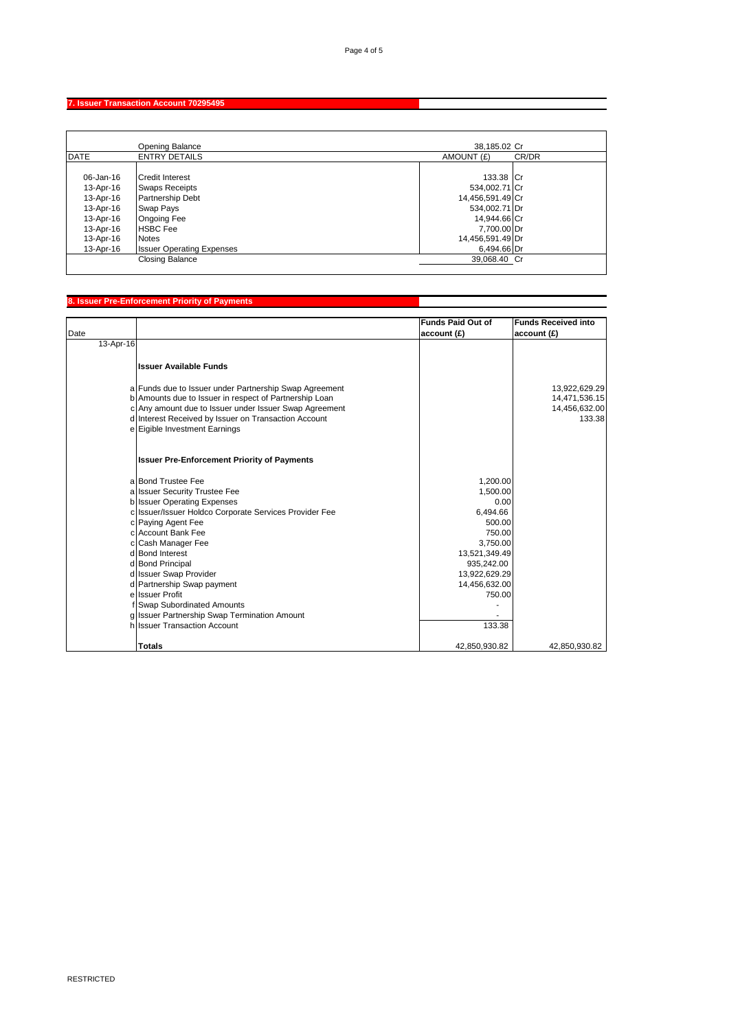## 7. Issuer Transaction Account 70295495

| DATE | ENTRY DETAILS | AMOUNT (£) | CR/DR |
|---|---|---|---|
| | Opening Balance | 38,185.02 | Cr |
| 06-Jan-16 | Credit Interest | 133.38 | Cr |
| 13-Apr-16 | Swaps Receipts | 534,002.71 | Cr |
| 13-Apr-16 | Partnership Debt | 14,456,591.49 | Cr |
| 13-Apr-16 | Swap Pays | 534,002.71 | Dr |
| 13-Apr-16 | Ongoing Fee | 14,944.66 | Cr |
| 13-Apr-16 | HSBC Fee | 7,700.00 | Dr |
| 13-Apr-16 | Notes | 14,456,591.49 | Dr |
| 13-Apr-16 | Issuer Operating Expenses | 6,494.66 | Dr |
| | Closing Balance | 39,068.40 | Cr |

## 8. Issuer Pre-Enforcement Priority of Payments

| Date | | | Funds Paid Out of account (£) | Funds Received into account (£) |
|---|---|---|---|---|
| 13-Apr-16 | | | | |
| | | **Issuer Available Funds** | | |
| | a | Funds due to Issuer under Partnership Swap Agreement | | 13,922,629.29 |
| | b | Amounts due to Issuer in respect of Partnership Loan | | 14,471,536.15 |
| | c | Any amount due to Issuer under Issuer Swap Agreement | | 14,456,632.00 |
| | d | Interest Received by Issuer on Transaction Account | | 133.38 |
| | e | Eigible Investment Earnings | | |
| | | **Issuer Pre-Enforcement Priority of Payments** | | |
| | a | Bond Trustee Fee | 1,200.00 | |
| | a | Issuer Security Trustee Fee | 1,500.00 | |
| | b | Issuer Operating Expenses | 0.00 | |
| | c | Issuer/Issuer Holdco Corporate Services Provider Fee | 6,494.66 | |
| | c | Paying Agent Fee | 500.00 | |
| | c | Account Bank Fee | 750.00 | |
| | c | Cash Manager Fee | 3,750.00 | |
| | d | Bond Interest | 13,521,349.49 | |
| | d | Bond Principal | 935,242.00 | |
| | d | Issuer Swap Provider | 13,922,629.29 | |
| | d | Partnership Swap payment | 14,456,632.00 | |
| | e | Issuer Profit | 750.00 | |
| | f | Swap Subordinated Amounts | - | |
| | g | Issuer Partnership Swap Termination Amount | - | |
| | h | Issuer Transaction Account | 133.38 | |
| | | **Totals** | 42,850,930.82 | 42,850,930.82 |

RESTRICTED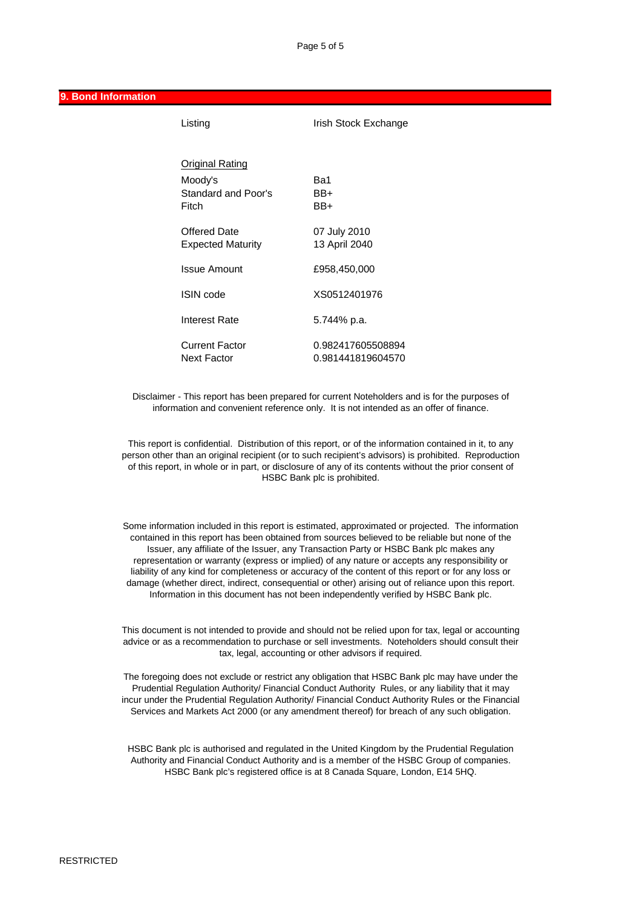## 9. Bond Information

| | |
|---|---|
| Listing | Irish Stock Exchange |
| <u>Original Rating</u> | |
| Moody's | Ba1 |
| Standard and Poor's | BB+ |
| Fitch | BB+ |
| Offered Date | 07 July 2010 |
| Expected Maturity | 13 April 2040 |
| Issue Amount | £958,450,000 |
| ISIN code | XS0512401976 |
| Interest Rate | 5.744% p.a. |
| Current Factor | 0.982417605508894 |
| Next Factor | 0.981441819604570 |

Disclaimer - This report has been prepared for current Noteholders and is for the purposes of information and convenient reference only. It is not intended as an offer of finance.

This report is confidential. Distribution of this report, or of the information contained in it, to any person other than an original recipient (or to such recipient's advisors) is prohibited. Reproduction of this report, in whole or in part, or disclosure of any of its contents without the prior consent of HSBC Bank plc is prohibited.

Some information included in this report is estimated, approximated or projected. The information contained in this report has been obtained from sources believed to be reliable but none of the Issuer, any affiliate of the Issuer, any Transaction Party or HSBC Bank plc makes any representation or warranty (express or implied) of any nature or accepts any responsibility or liability of any kind for completeness or accuracy of the content of this report or for any loss or damage (whether direct, indirect, consequential or other) arising out of reliance upon this report. Information in this document has not been independently verified by HSBC Bank plc.

This document is not intended to provide and should not be relied upon for tax, legal or accounting advice or as a recommendation to purchase or sell investments. Noteholders should consult their tax, legal, accounting or other advisors if required.

The foregoing does not exclude or restrict any obligation that HSBC Bank plc may have under the Prudential Regulation Authority/ Financial Conduct Authority Rules, or any liability that it may incur under the Prudential Regulation Authority/ Financial Conduct Authority Rules or the Financial Services and Markets Act 2000 (or any amendment thereof) for breach of any such obligation.

HSBC Bank plc is authorised and regulated in the United Kingdom by the Prudential Regulation Authority and Financial Conduct Authority and is a member of the HSBC Group of companies. HSBC Bank plc's registered office is at 8 Canada Square, London, E14 5HQ.

RESTRICTED